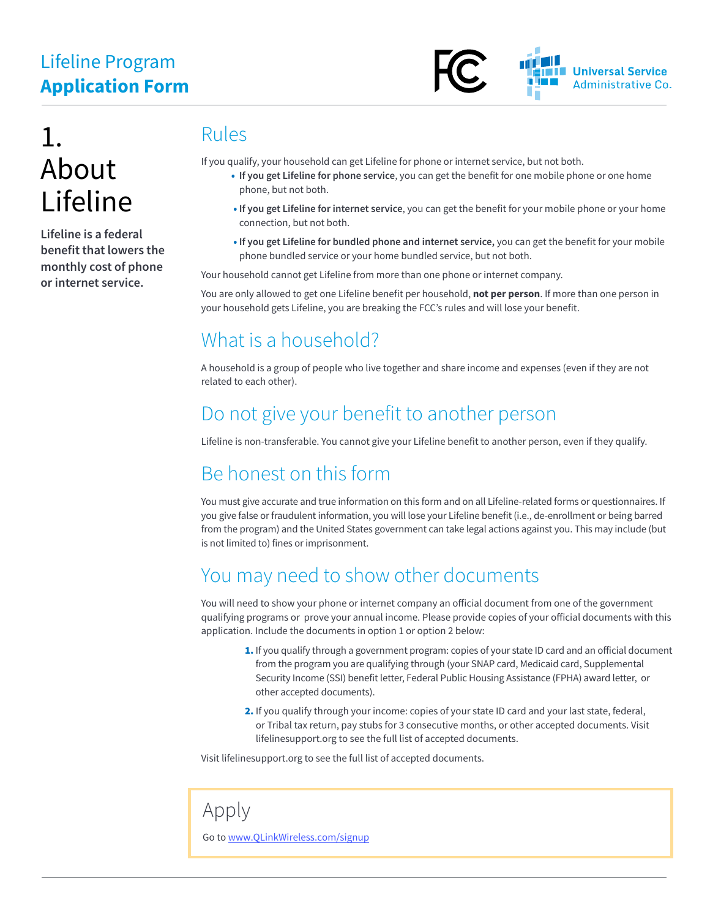# Lifeline Program
# **Application Form**

## 1. About Lifeline

**Lifeline is a federal benefit that lowers the monthly cost of phone or internet service.**

### Rules

If you qualify, your household can get Lifeline for phone or internet service, but not both.

- **If you get Lifeline for phone service**, you can get the benefit for one mobile phone or one home phone, but not both.
- **If you get Lifeline for internet service**, you can get the benefit for your mobile phone or your home connection, but not both.
- **If you get Lifeline for bundled phone and internet service,** you can get the benefit for your mobile phone bundled service or your home bundled service, but not both.

Your household cannot get Lifeline from more than one phone or internet company.

You are only allowed to get one Lifeline benefit per household, **not per person**. If more than one person in your household gets Lifeline, you are breaking the FCC's rules and will lose your benefit.

### What is a household?

A household is a group of people who live together and share income and expenses (even if they are not related to each other).

### Do not give your benefit to another person

Lifeline is non-transferable. You cannot give your Lifeline benefit to another person, even if they qualify.

### Be honest on this form

You must give accurate and true information on this form and on all Lifeline-related forms or questionnaires. If you give false or fraudulent information, you will lose your Lifeline benefit (i.e., de-enrollment or being barred from the program) and the United States government can take legal actions against you. This may include (but is not limited to) fines or imprisonment.

### You may need to show other documents

You will need to show your phone or internet company an official document from one of the government qualifying programs or prove your annual income. Please provide copies of your official documents with this application. Include the documents in option 1 or option 2 below:

1. If you qualify through a government program: copies of your state ID card and an official document from the program you are qualifying through (your SNAP card, Medicaid card, Supplemental Security Income (SSI) benefit letter, Federal Public Housing Assistance (FPHA) award letter, or other accepted documents).
2. If you qualify through your income: copies of your state ID card and your last state, federal, or Tribal tax return, pay stubs for 3 consecutive months, or other accepted documents. Visit lifelinesupport.org to see the full list of accepted documents.

Visit lifelinesupport.org to see the full list of accepted documents.

### Apply

Go to [www.QLinkWireless.com/signup](www.QLinkWireless.com/signup)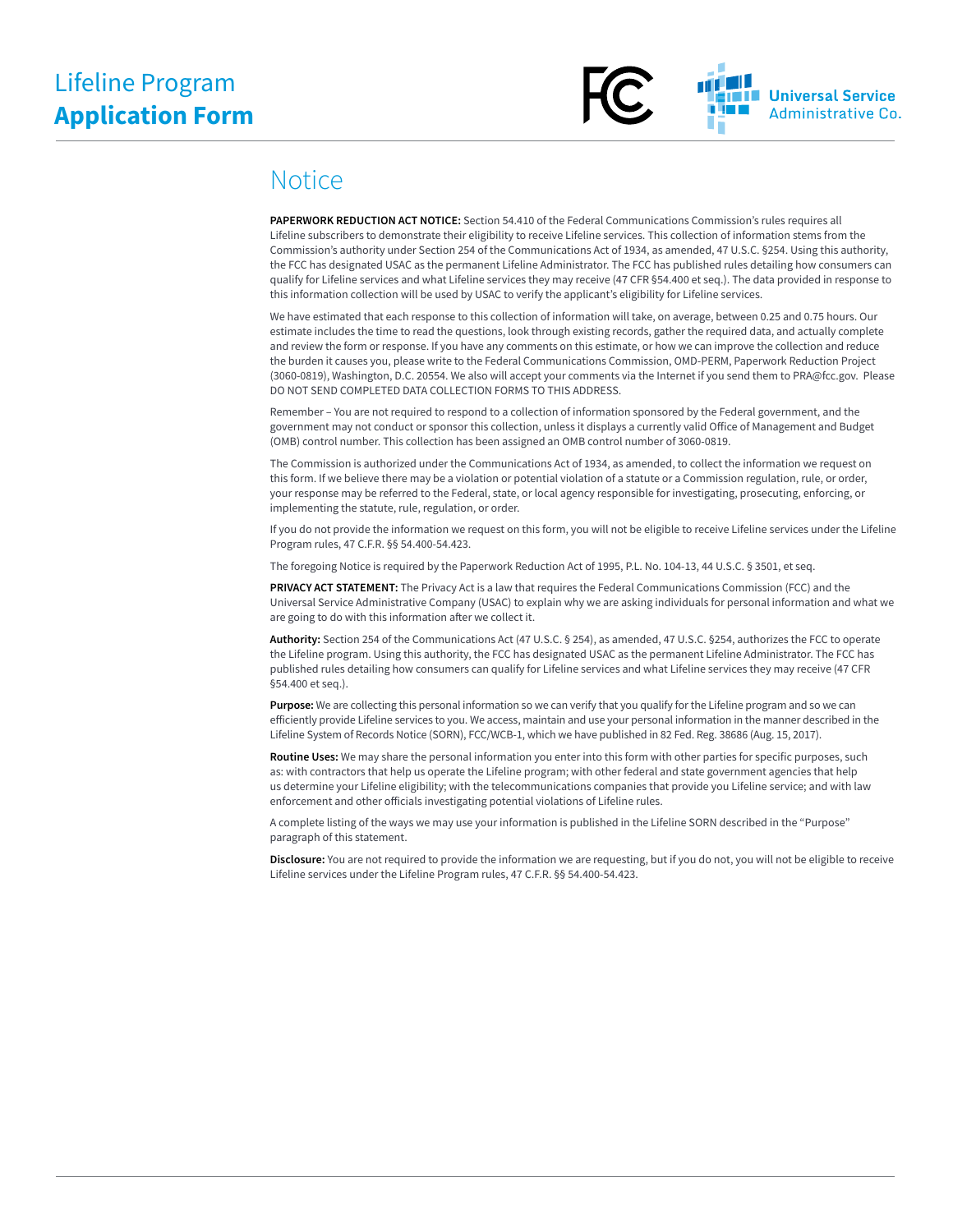# Lifeline Program
# **Application Form**

## Notice

**PAPERWORK REDUCTION ACT NOTICE:** Section 54.410 of the Federal Communications Commission's rules requires all Lifeline subscribers to demonstrate their eligibility to receive Lifeline services. This collection of information stems from the Commission's authority under Section 254 of the Communications Act of 1934, as amended, 47 U.S.C. §254. Using this authority, the FCC has designated USAC as the permanent Lifeline Administrator. The FCC has published rules detailing how consumers can qualify for Lifeline services and what Lifeline services they may receive (47 CFR §54.400 et seq.). The data provided in response to this information collection will be used by USAC to verify the applicant's eligibility for Lifeline services.

We have estimated that each response to this collection of information will take, on average, between 0.25 and 0.75 hours. Our estimate includes the time to read the questions, look through existing records, gather the required data, and actually complete and review the form or response. If you have any comments on this estimate, or how we can improve the collection and reduce the burden it causes you, please write to the Federal Communications Commission, OMD-PERM, Paperwork Reduction Project (3060-0819), Washington, D.C. 20554. We also will accept your comments via the Internet if you send them to PRA@fcc.gov. Please DO NOT SEND COMPLETED DATA COLLECTION FORMS TO THIS ADDRESS.

Remember – You are not required to respond to a collection of information sponsored by the Federal government, and the government may not conduct or sponsor this collection, unless it displays a currently valid Office of Management and Budget (OMB) control number. This collection has been assigned an OMB control number of 3060-0819.

The Commission is authorized under the Communications Act of 1934, as amended, to collect the information we request on this form. If we believe there may be a violation or potential violation of a statute or a Commission regulation, rule, or order, your response may be referred to the Federal, state, or local agency responsible for investigating, prosecuting, enforcing, or implementing the statute, rule, regulation, or order.

If you do not provide the information we request on this form, you will not be eligible to receive Lifeline services under the Lifeline Program rules, 47 C.F.R. §§ 54.400-54.423.

The foregoing Notice is required by the Paperwork Reduction Act of 1995, P.L. No. 104-13, 44 U.S.C. § 3501, et seq.

**PRIVACY ACT STATEMENT:** The Privacy Act is a law that requires the Federal Communications Commission (FCC) and the Universal Service Administrative Company (USAC) to explain why we are asking individuals for personal information and what we are going to do with this information after we collect it.

**Authority:** Section 254 of the Communications Act (47 U.S.C. § 254), as amended, 47 U.S.C. §254, authorizes the FCC to operate the Lifeline program. Using this authority, the FCC has designated USAC as the permanent Lifeline Administrator. The FCC has published rules detailing how consumers can qualify for Lifeline services and what Lifeline services they may receive (47 CFR §54.400 et seq.).

**Purpose:** We are collecting this personal information so we can verify that you qualify for the Lifeline program and so we can efficiently provide Lifeline services to you. We access, maintain and use your personal information in the manner described in the Lifeline System of Records Notice (SORN), FCC/WCB-1, which we have published in 82 Fed. Reg. 38686 (Aug. 15, 2017).

**Routine Uses:** We may share the personal information you enter into this form with other parties for specific purposes, such as: with contractors that help us operate the Lifeline program; with other federal and state government agencies that help us determine your Lifeline eligibility; with the telecommunications companies that provide you Lifeline service; and with law enforcement and other officials investigating potential violations of Lifeline rules.

A complete listing of the ways we may use your information is published in the Lifeline SORN described in the "Purpose" paragraph of this statement.

**Disclosure:** You are not required to provide the information we are requesting, but if you do not, you will not be eligible to receive Lifeline services under the Lifeline Program rules, 47 C.F.R. §§ 54.400-54.423.